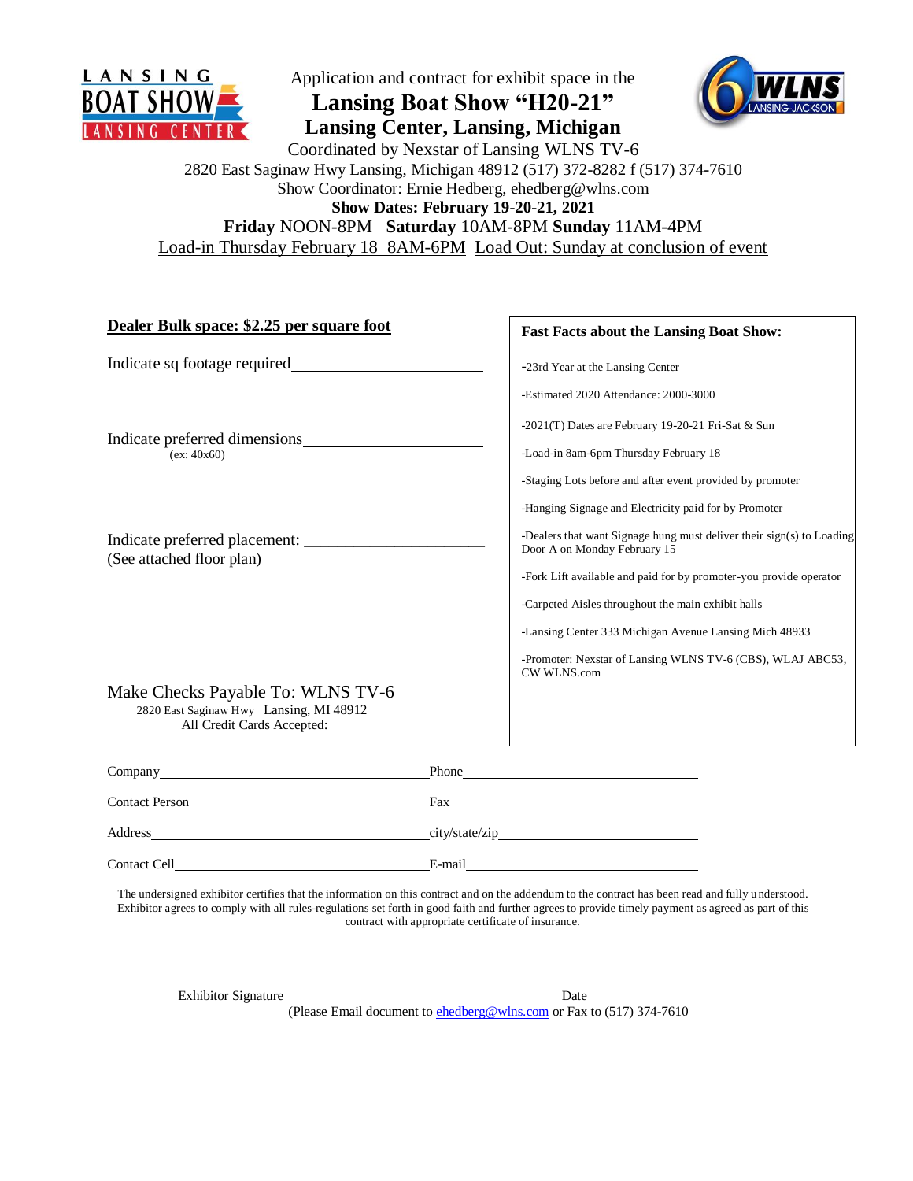Application and contract for exhibit space in the

# Lansing Boat Show "H20-21"

## Lansing Center, Lansing, Michigan

Coordinated by Nexstar of Lansing WLNS TV-6

2820 East Saginaw Hwy Lansing, Michigan 48912 (517) 372-8282 f (517) 374-7610

Show Coordinator: Ernie Hedberg, ehedberg@wlns.com

**Show Dates: February 19-20-21, 2021**

**Friday** NOON-8PM **Saturday** 10AM-8PM **Sunday** 11AM-4PM

Load-in Thursday February 18 8AM-6PM Load Out: Sunday at conclusion of event

**Dealer Bulk space: $2.25 per square foot**

Indicate sq footage required\_\_\_\_\_\_\_\_\_\_\_\_\_\_\_\_\_\_\_\_\_\_

Indicate preferred dimensions\_\_\_\_\_\_\_\_\_\_\_\_\_\_\_\_\_\_\_\_\_\_
(ex: 40x60)

Indicate preferred placement: \_\_\_\_\_\_\_\_\_\_\_\_\_\_\_\_\_\_\_\_\_\_
(See attached floor plan)

Make Checks Payable To: WLNS TV-6
2820 East Saginaw Hwy Lansing, MI 48912
All Credit Cards Accepted:

**Fast Facts about the Lansing Boat Show:**

- 23rd Year at the Lansing Center
- Estimated 2020 Attendance: 2000-3000
- 2021(T) Dates are February 19-20-21 Fri-Sat & Sun
- Load-in 8am-6pm Thursday February 18
- Staging Lots before and after event provided by promoter
- Hanging Signage and Electricity paid for by Promoter
- Dealers that want Signage hung must deliver their sign(s) to Loading Door A on Monday February 15
- Fork Lift available and paid for by promoter-you provide operator
- Carpeted Aisles throughout the main exhibit halls
- Lansing Center 333 Michigan Avenue Lansing Mich 48933
- Promoter: Nexstar of Lansing WLNS TV-6 (CBS), WLAJ ABC53, CW WLNS.com

Company\_\_\_\_\_\_\_\_\_\_\_\_\_\_\_\_\_\_\_\_\_\_\_\_\_\_\_\_\_\_ Phone\_\_\_\_\_\_\_\_\_\_\_\_\_\_\_\_\_\_\_\_\_\_\_\_\_\_\_\_\_\_

Contact Person \_\_\_\_\_\_\_\_\_\_\_\_\_\_\_\_\_\_\_\_\_\_\_\_\_\_ Fax\_\_\_\_\_\_\_\_\_\_\_\_\_\_\_\_\_\_\_\_\_\_\_\_\_\_\_\_\_\_

Address\_\_\_\_\_\_\_\_\_\_\_\_\_\_\_\_\_\_\_\_\_\_\_\_\_\_\_\_\_\_ city/state/zip\_\_\_\_\_\_\_\_\_\_\_\_\_\_\_\_\_\_\_\_\_\_\_\_\_\_

Contact Cell\_\_\_\_\_\_\_\_\_\_\_\_\_\_\_\_\_\_\_\_\_\_\_\_\_\_\_\_ E-mail\_\_\_\_\_\_\_\_\_\_\_\_\_\_\_\_\_\_\_\_\_\_\_\_\_\_\_\_

The undersigned exhibitor certifies that the information on this contract and on the addendum to the contract has been read and fully understood. Exhibitor agrees to comply with all rules-regulations set forth in good faith and further agrees to provide timely payment as agreed as part of this contract with appropriate certificate of insurance.

\_\_\_\_\_\_\_\_\_\_\_\_\_\_\_\_\_\_\_\_\_\_\_\_\_\_\_\_ \_\_\_\_\_\_\_\_\_\_\_\_\_\_\_\_\_\_\_\_\_\_\_\_\_\_\_\_
Exhibitor Signature Date

(Please Email document to ehedberg@wlns.com or Fax to (517) 374-7610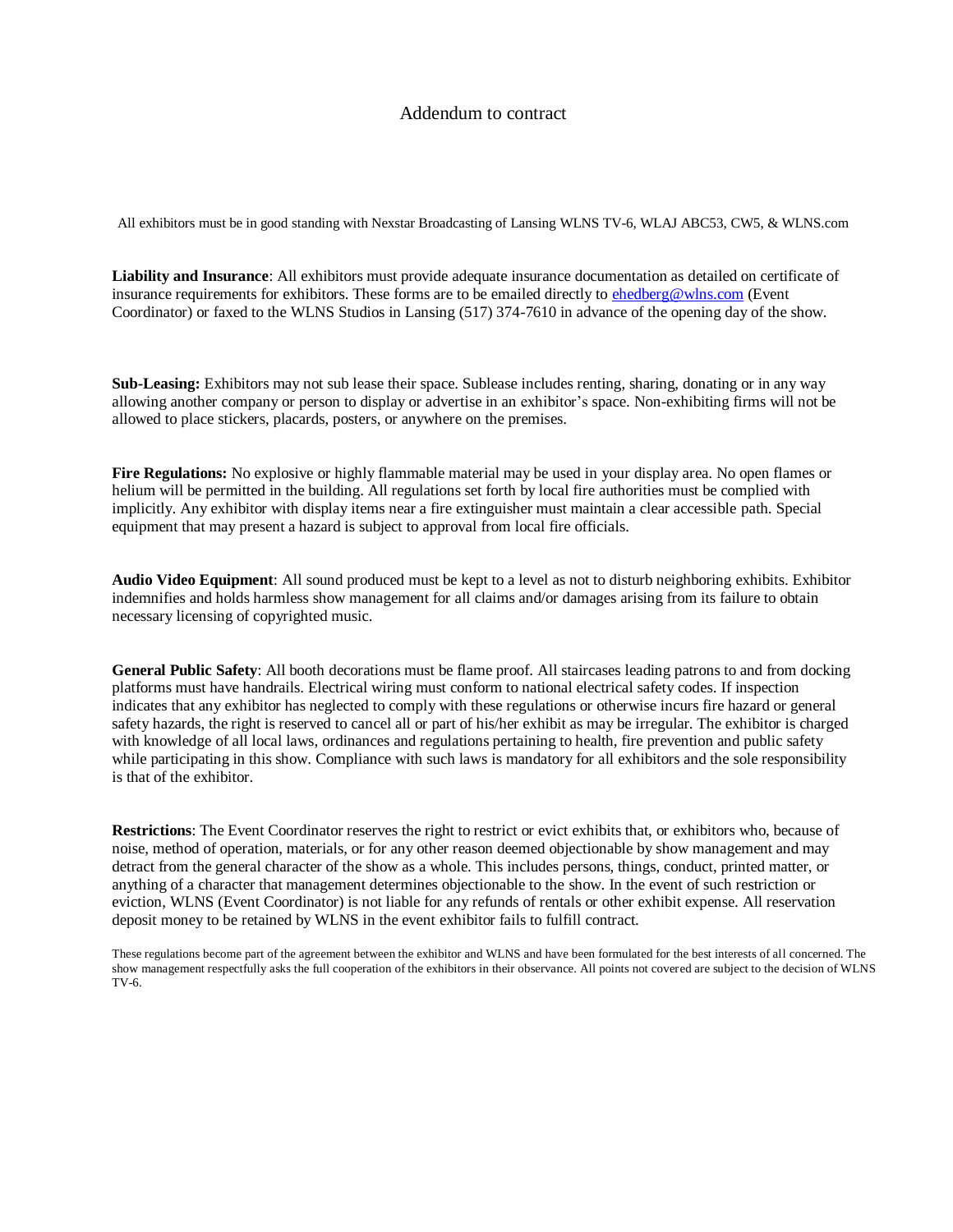# Addendum to contract

All exhibitors must be in good standing with Nexstar Broadcasting of Lansing WLNS TV-6, WLAJ ABC53, CW5, & WLNS.com

**Liability and Insurance**: All exhibitors must provide adequate insurance documentation as detailed on certificate of insurance requirements for exhibitors. These forms are to be emailed directly to ehedberg@wlns.com (Event Coordinator) or faxed to the WLNS Studios in Lansing (517) 374-7610 in advance of the opening day of the show.

**Sub-Leasing:** Exhibitors may not sub lease their space. Sublease includes renting, sharing, donating or in any way allowing another company or person to display or advertise in an exhibitor's space. Non-exhibiting firms will not be allowed to place stickers, placards, posters, or anywhere on the premises.

**Fire Regulations:** No explosive or highly flammable material may be used in your display area. No open flames or helium will be permitted in the building. All regulations set forth by local fire authorities must be complied with implicitly. Any exhibitor with display items near a fire extinguisher must maintain a clear accessible path. Special equipment that may present a hazard is subject to approval from local fire officials.

**Audio Video Equipment**: All sound produced must be kept to a level as not to disturb neighboring exhibits. Exhibitor indemnifies and holds harmless show management for all claims and/or damages arising from its failure to obtain necessary licensing of copyrighted music.

**General Public Safety**: All booth decorations must be flame proof. All staircases leading patrons to and from docking platforms must have handrails. Electrical wiring must conform to national electrical safety codes. If inspection indicates that any exhibitor has neglected to comply with these regulations or otherwise incurs fire hazard or general safety hazards, the right is reserved to cancel all or part of his/her exhibit as may be irregular. The exhibitor is charged with knowledge of all local laws, ordinances and regulations pertaining to health, fire prevention and public safety while participating in this show. Compliance with such laws is mandatory for all exhibitors and the sole responsibility is that of the exhibitor.

**Restrictions**: The Event Coordinator reserves the right to restrict or evict exhibits that, or exhibitors who, because of noise, method of operation, materials, or for any other reason deemed objectionable by show management and may detract from the general character of the show as a whole. This includes persons, things, conduct, printed matter, or anything of a character that management determines objectionable to the show. In the event of such restriction or eviction, WLNS (Event Coordinator) is not liable for any refunds of rentals or other exhibit expense. All reservation deposit money to be retained by WLNS in the event exhibitor fails to fulfill contract.

These regulations become part of the agreement between the exhibitor and WLNS and have been formulated for the best interests of all concerned. The show management respectfully asks the full cooperation of the exhibitors in their observance. All points not covered are subject to the decision of WLNS TV-6.